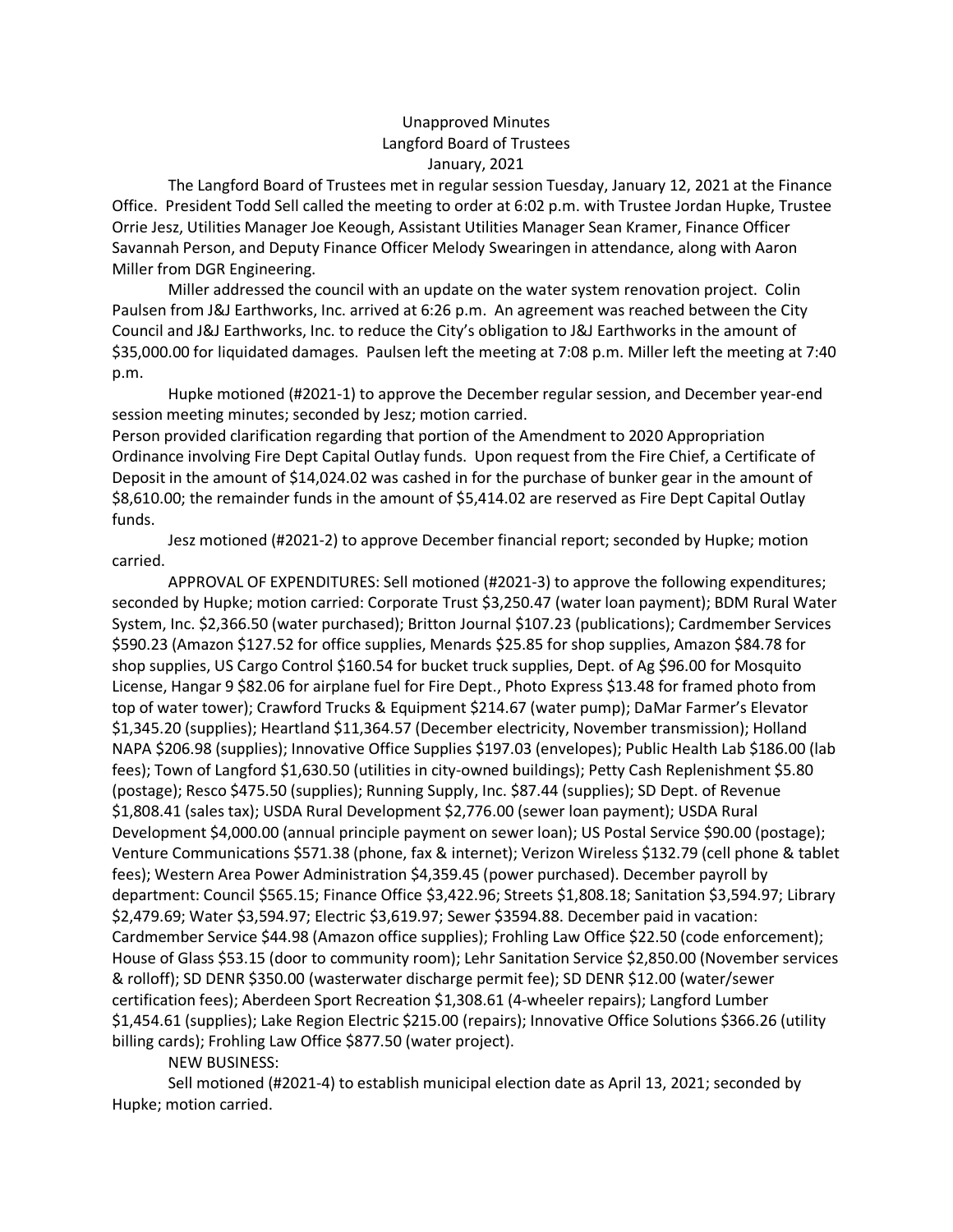Unapproved Minutes
Langford Board of Trustees
January, 2021

The Langford Board of Trustees met in regular session Tuesday, January 12, 2021 at the Finance Office. President Todd Sell called the meeting to order at 6:02 p.m. with Trustee Jordan Hupke, Trustee Orrie Jesz, Utilities Manager Joe Keough, Assistant Utilities Manager Sean Kramer, Finance Officer Savannah Person, and Deputy Finance Officer Melody Swearingen in attendance, along with Aaron Miller from DGR Engineering.

Miller addressed the council with an update on the water system renovation project. Colin Paulsen from J&J Earthworks, Inc. arrived at 6:26 p.m. An agreement was reached between the City Council and J&J Earthworks, Inc. to reduce the City's obligation to J&J Earthworks in the amount of $35,000.00 for liquidated damages. Paulsen left the meeting at 7:08 p.m. Miller left the meeting at 7:40 p.m.

Hupke motioned (#2021-1) to approve the December regular session, and December year-end session meeting minutes; seconded by Jesz; motion carried.

Person provided clarification regarding that portion of the Amendment to 2020 Appropriation Ordinance involving Fire Dept Capital Outlay funds. Upon request from the Fire Chief, a Certificate of Deposit in the amount of $14,024.02 was cashed in for the purchase of bunker gear in the amount of $8,610.00; the remainder funds in the amount of $5,414.02 are reserved as Fire Dept Capital Outlay funds.

Jesz motioned (#2021-2) to approve December financial report; seconded by Hupke; motion carried.

APPROVAL OF EXPENDITURES: Sell motioned (#2021-3) to approve the following expenditures; seconded by Hupke; motion carried: Corporate Trust $3,250.47 (water loan payment); BDM Rural Water System, Inc. $2,366.50 (water purchased); Britton Journal $107.23 (publications); Cardmember Services $590.23 (Amazon $127.52 for office supplies, Menards $25.85 for shop supplies, Amazon $84.78 for shop supplies, US Cargo Control $160.54 for bucket truck supplies, Dept. of Ag $96.00 for Mosquito License, Hangar 9 $82.06 for airplane fuel for Fire Dept., Photo Express $13.48 for framed photo from top of water tower); Crawford Trucks & Equipment $214.67 (water pump); DaMar Farmer's Elevator $1,345.20 (supplies); Heartland $11,364.57 (December electricity, November transmission); Holland NAPA $206.98 (supplies); Innovative Office Supplies $197.03 (envelopes); Public Health Lab $186.00 (lab fees); Town of Langford $1,630.50 (utilities in city-owned buildings); Petty Cash Replenishment $5.80 (postage); Resco $475.50 (supplies); Running Supply, Inc. $87.44 (supplies); SD Dept. of Revenue $1,808.41 (sales tax); USDA Rural Development $2,776.00 (sewer loan payment); USDA Rural Development $4,000.00 (annual principle payment on sewer loan); US Postal Service $90.00 (postage); Venture Communications $571.38 (phone, fax & internet); Verizon Wireless $132.79 (cell phone & tablet fees); Western Area Power Administration $4,359.45 (power purchased). December payroll by department: Council $565.15; Finance Office $3,422.96; Streets $1,808.18; Sanitation $3,594.97; Library $2,479.69; Water $3,594.97; Electric $3,619.97; Sewer $3594.88. December paid in vacation: Cardmember Service $44.98 (Amazon office supplies); Frohling Law Office $22.50 (code enforcement); House of Glass $53.15 (door to community room); Lehr Sanitation Service $2,850.00 (November services & rolloff); SD DENR $350.00 (wasterwater discharge permit fee); SD DENR $12.00 (water/sewer certification fees); Aberdeen Sport Recreation $1,308.61 (4-wheeler repairs); Langford Lumber $1,454.61 (supplies); Lake Region Electric $215.00 (repairs); Innovative Office Solutions $366.26 (utility billing cards); Frohling Law Office $877.50 (water project).

NEW BUSINESS:

Sell motioned (#2021-4) to establish municipal election date as April 13, 2021; seconded by Hupke; motion carried.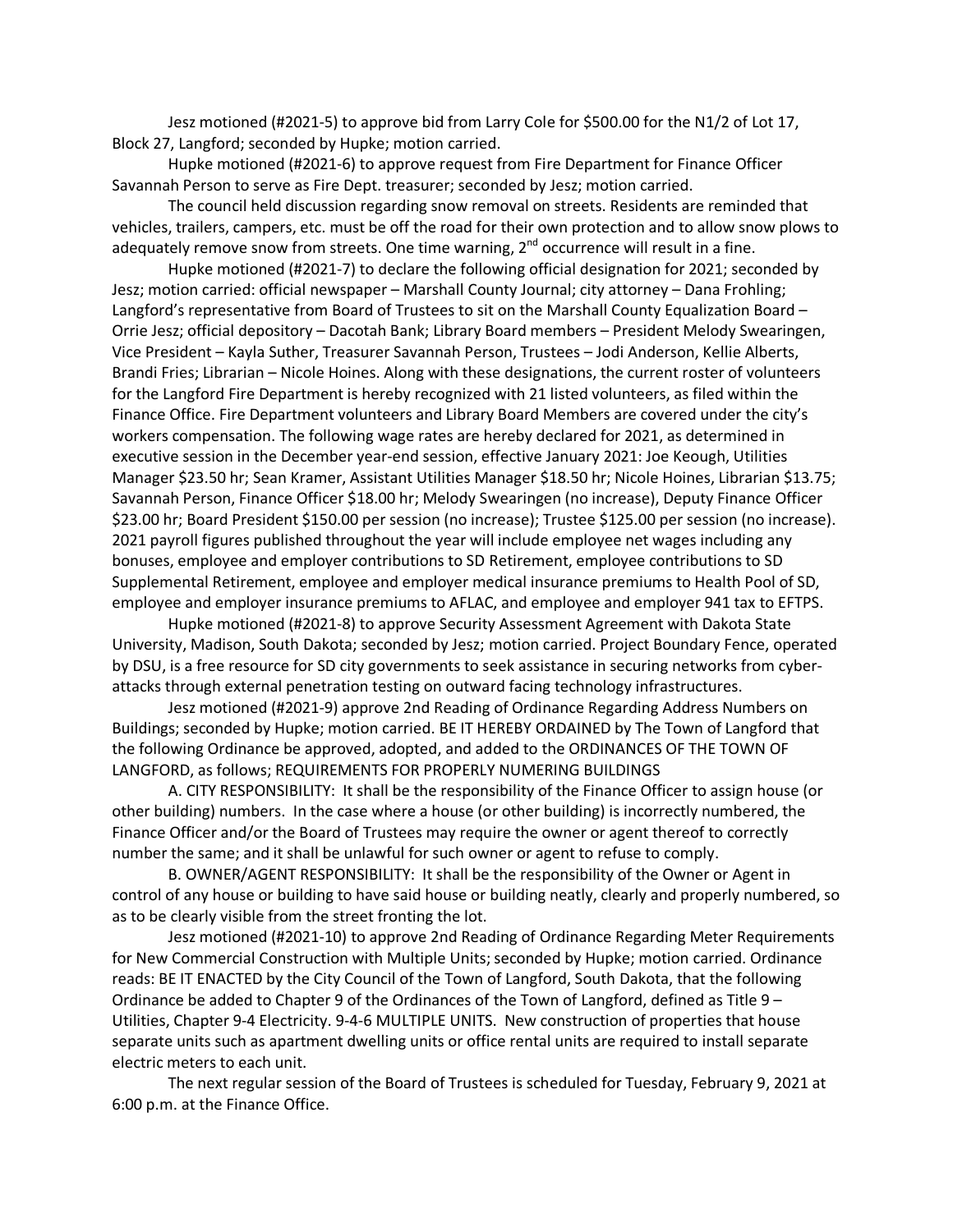Jesz motioned (#2021-5) to approve bid from Larry Cole for $500.00 for the N1/2 of Lot 17, Block 27, Langford; seconded by Hupke; motion carried.

Hupke motioned (#2021-6) to approve request from Fire Department for Finance Officer Savannah Person to serve as Fire Dept. treasurer; seconded by Jesz; motion carried.

The council held discussion regarding snow removal on streets. Residents are reminded that vehicles, trailers, campers, etc. must be off the road for their own protection and to allow snow plows to adequately remove snow from streets. One time warning, 2nd occurrence will result in a fine.

Hupke motioned (#2021-7) to declare the following official designation for 2021; seconded by Jesz; motion carried: official newspaper – Marshall County Journal; city attorney – Dana Frohling; Langford's representative from Board of Trustees to sit on the Marshall County Equalization Board – Orrie Jesz; official depository – Dacotah Bank; Library Board members – President Melody Swearingen, Vice President – Kayla Suther, Treasurer Savannah Person, Trustees – Jodi Anderson, Kellie Alberts, Brandi Fries; Librarian – Nicole Hoines. Along with these designations, the current roster of volunteers for the Langford Fire Department is hereby recognized with 21 listed volunteers, as filed within the Finance Office. Fire Department volunteers and Library Board Members are covered under the city's workers compensation. The following wage rates are hereby declared for 2021, as determined in executive session in the December year-end session, effective January 2021: Joe Keough, Utilities Manager $23.50 hr; Sean Kramer, Assistant Utilities Manager $18.50 hr; Nicole Hoines, Librarian $13.75; Savannah Person, Finance Officer $18.00 hr; Melody Swearingen (no increase), Deputy Finance Officer $23.00 hr; Board President $150.00 per session (no increase); Trustee $125.00 per session (no increase). 2021 payroll figures published throughout the year will include employee net wages including any bonuses, employee and employer contributions to SD Retirement, employee contributions to SD Supplemental Retirement, employee and employer medical insurance premiums to Health Pool of SD, employee and employer insurance premiums to AFLAC, and employee and employer 941 tax to EFTPS.

Hupke motioned (#2021-8) to approve Security Assessment Agreement with Dakota State University, Madison, South Dakota; seconded by Jesz; motion carried. Project Boundary Fence, operated by DSU, is a free resource for SD city governments to seek assistance in securing networks from cyber-attacks through external penetration testing on outward facing technology infrastructures.

Jesz motioned (#2021-9) approve 2nd Reading of Ordinance Regarding Address Numbers on Buildings; seconded by Hupke; motion carried. BE IT HEREBY ORDAINED by The Town of Langford that the following Ordinance be approved, adopted, and added to the ORDINANCES OF THE TOWN OF LANGFORD, as follows; REQUIREMENTS FOR PROPERLY NUMERING BUILDINGS

A. CITY RESPONSIBILITY: It shall be the responsibility of the Finance Officer to assign house (or other building) numbers. In the case where a house (or other building) is incorrectly numbered, the Finance Officer and/or the Board of Trustees may require the owner or agent thereof to correctly number the same; and it shall be unlawful for such owner or agent to refuse to comply.

B. OWNER/AGENT RESPONSIBILITY: It shall be the responsibility of the Owner or Agent in control of any house or building to have said house or building neatly, clearly and properly numbered, so as to be clearly visible from the street fronting the lot.

Jesz motioned (#2021-10) to approve 2nd Reading of Ordinance Regarding Meter Requirements for New Commercial Construction with Multiple Units; seconded by Hupke; motion carried. Ordinance reads: BE IT ENACTED by the City Council of the Town of Langford, South Dakota, that the following Ordinance be added to Chapter 9 of the Ordinances of the Town of Langford, defined as Title 9 – Utilities, Chapter 9-4 Electricity. 9-4-6 MULTIPLE UNITS. New construction of properties that house separate units such as apartment dwelling units or office rental units are required to install separate electric meters to each unit.

The next regular session of the Board of Trustees is scheduled for Tuesday, February 9, 2021 at 6:00 p.m. at the Finance Office.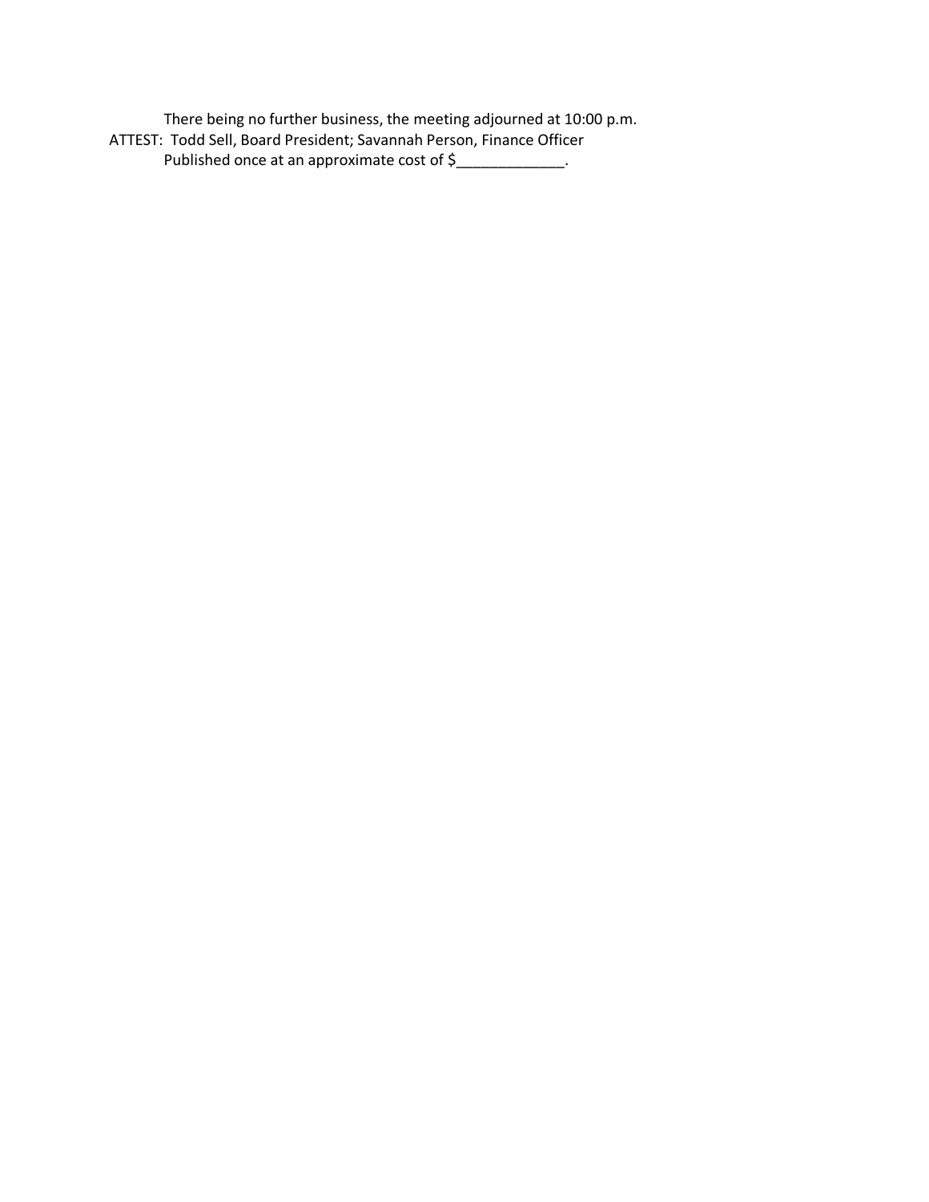There being no further business, the meeting adjourned at 10:00 p.m.

ATTEST: Todd Sell, Board President; Savannah Person, Finance Officer

Published once at an approximate cost of $_____________.